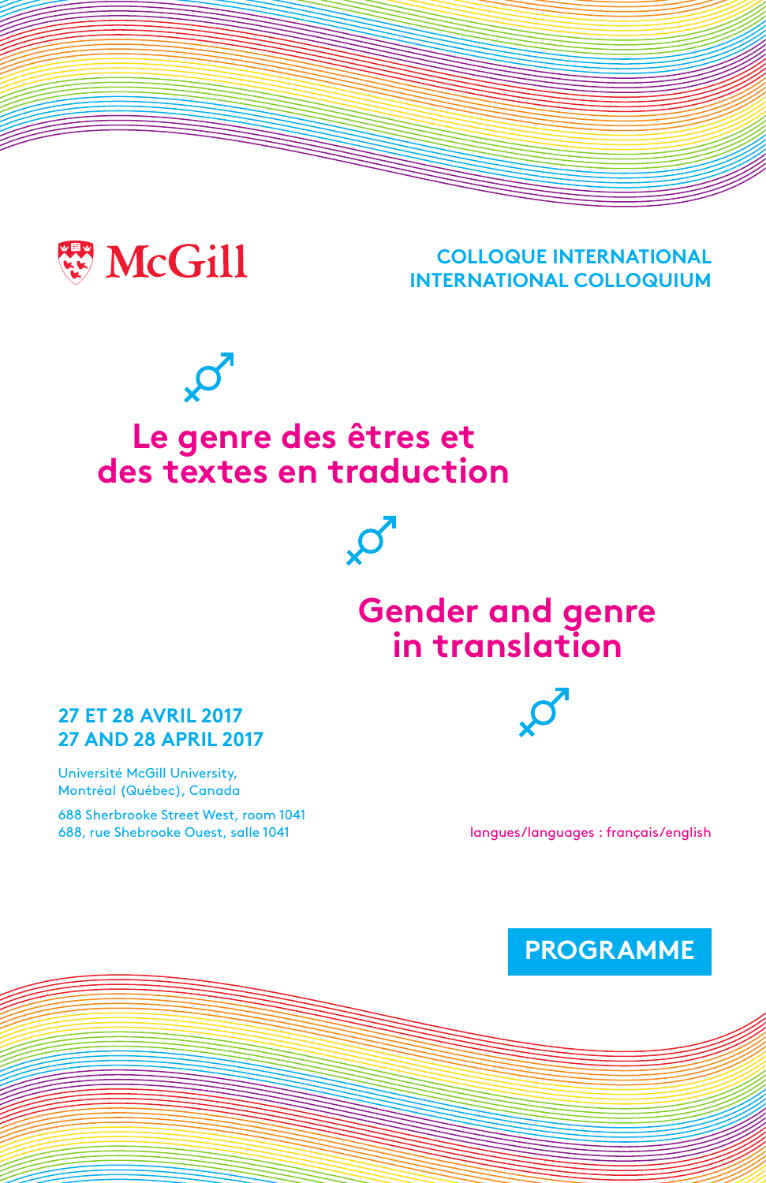McGill

**COLLOQUE INTERNATIONAL**
**INTERNATIONAL COLLOQUIUM**

# Le genre des êtres et des textes en traduction

# Gender and genre in translation

**27 ET 28 AVRIL 2017**
**27 AND 28 APRIL 2017**

Université McGill University,
Montréal (Québec), Canada

688 Sherbrooke Street West, room 1041
688, rue Shebrooke Ouest, salle 1041

langues/languages : français/english

**PROGRAMME**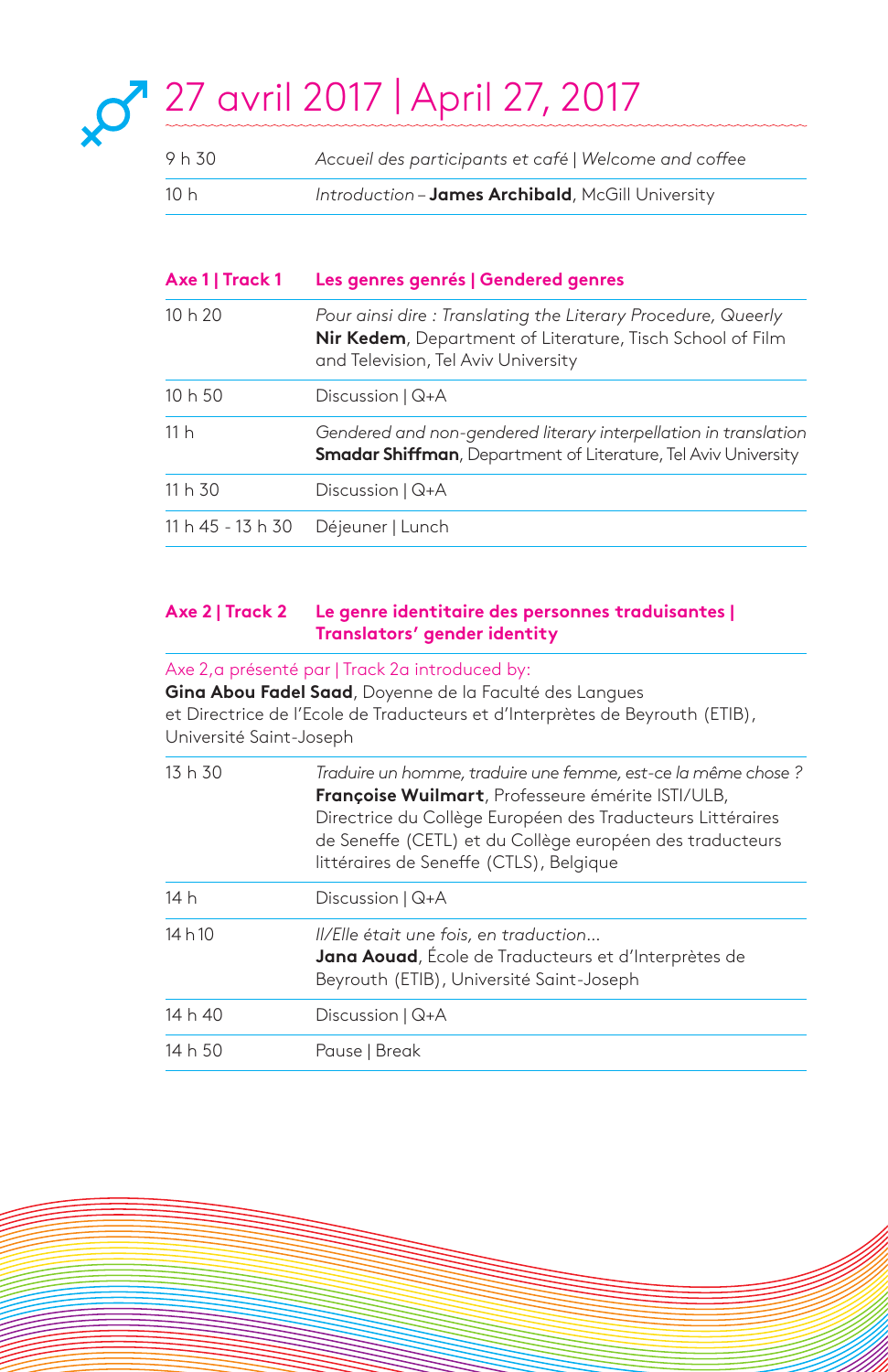# 27 avril 2017 | April 27, 2017

| | |
|---|---|
| 9 h 30 | *Accueil des participants et café* \| *Welcome and coffee* |
| 10 h | *Introduction* – **James Archibald**, McGill University |

| **Axe 1 \| Track 1** | **Les genres genrés \| Gendered genres** |
|---|---|
| 10 h 20 | *Pour ainsi dire : Translating the Literary Procedure, Queerly*<br>**Nir Kedem**, Department of Literature, Tisch School of Film and Television, Tel Aviv University |
| 10 h 50 | Discussion \| Q+A |
| 11 h | *Gendered and non-gendered literary interpellation in translation*<br>**Smadar Shiffman**, Department of Literature, Tel Aviv University |
| 11 h 30 | Discussion \| Q+A |
| 11 h 45 - 13 h 30 | Déjeuner \| Lunch |

| **Axe 2 \| Track 2** | **Le genre identitaire des personnes traduisantes \| Translators' gender identity** |
|---|---|

Axe 2,a présenté par | Track 2a introduced by:
**Gina Abou Fadel Saad**, Doyenne de la Faculté des Langues et Directrice de l'Ecole de Traducteurs et d'Interprètes de Beyrouth (ETIB), Université Saint-Joseph

| | |
|---|---|
| 13 h 30 | *Traduire un homme, traduire une femme, est-ce la même chose ?*<br>**Françoise Wuilmart**, Professeure émérite ISTI/ULB, Directrice du Collège Européen des Traducteurs Littéraires de Seneffe (CETL) et du Collège européen des traducteurs littéraires de Seneffe (CTLS), Belgique |
| 14 h | Discussion \| Q+A |
| 14 h 10 | *Il/Elle était une fois, en traduction…*<br>**Jana Aouad**, École de Traducteurs et d'Interprètes de Beyrouth (ETIB), Université Saint-Joseph |
| 14 h 40 | Discussion \| Q+A |
| 14 h 50 | Pause \| Break |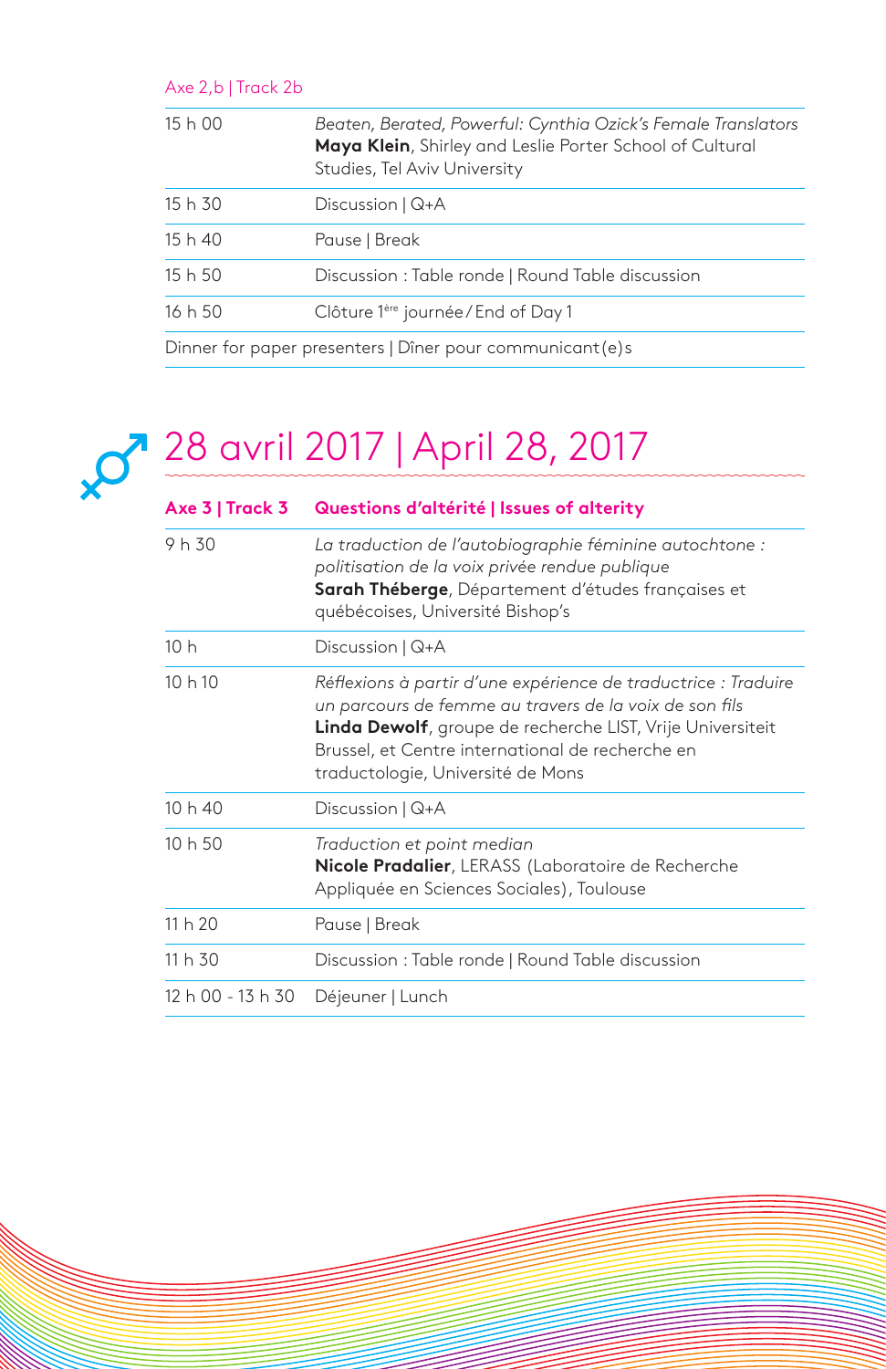Axe 2,b | Track 2b

| | |
|---|---|
| 15 h 00 | *Beaten, Berated, Powerful: Cynthia Ozick's Female Translators*<br>**Maya Klein**, Shirley and Leslie Porter School of Cultural Studies, Tel Aviv University |
| 15 h 30 | Discussion \| Q+A |
| 15 h 40 | Pause \| Break |
| 15 h 50 | Discussion : Table ronde \| Round Table discussion |
| 16 h 50 | Clôture 1[ère] journée / End of Day 1 |

Dinner for paper presenters | Dîner pour communicant(e)s

## 28 avril 2017 | April 28, 2017

| **Axe 3 \| Track 3** | **Questions d'altérité \| Issues of alterity** |
|---|---|
| 9 h 30 | *La traduction de l'autobiographie féminine autochtone : politisation de la voix privée rendue publique*<br>**Sarah Théberge**, Département d'études françaises et québécoises, Université Bishop's |
| 10 h | Discussion \| Q+A |
| 10 h 10 | *Réflexions à partir d'une expérience de traductrice : Traduire un parcours de femme au travers de la voix de son fils*<br>**Linda Dewolf**, groupe de recherche LIST, Vrije Universiteit Brussel, et Centre international de recherche en traductologie, Université de Mons |
| 10 h 40 | Discussion \| Q+A |
| 10 h 50 | *Traduction et point median*<br>**Nicole Pradalier**, LERASS (Laboratoire de Recherche Appliquée en Sciences Sociales), Toulouse |
| 11 h 20 | Pause \| Break |
| 11 h 30 | Discussion : Table ronde \| Round Table discussion |
| 12 h 00 - 13 h 30 | Déjeuner \| Lunch |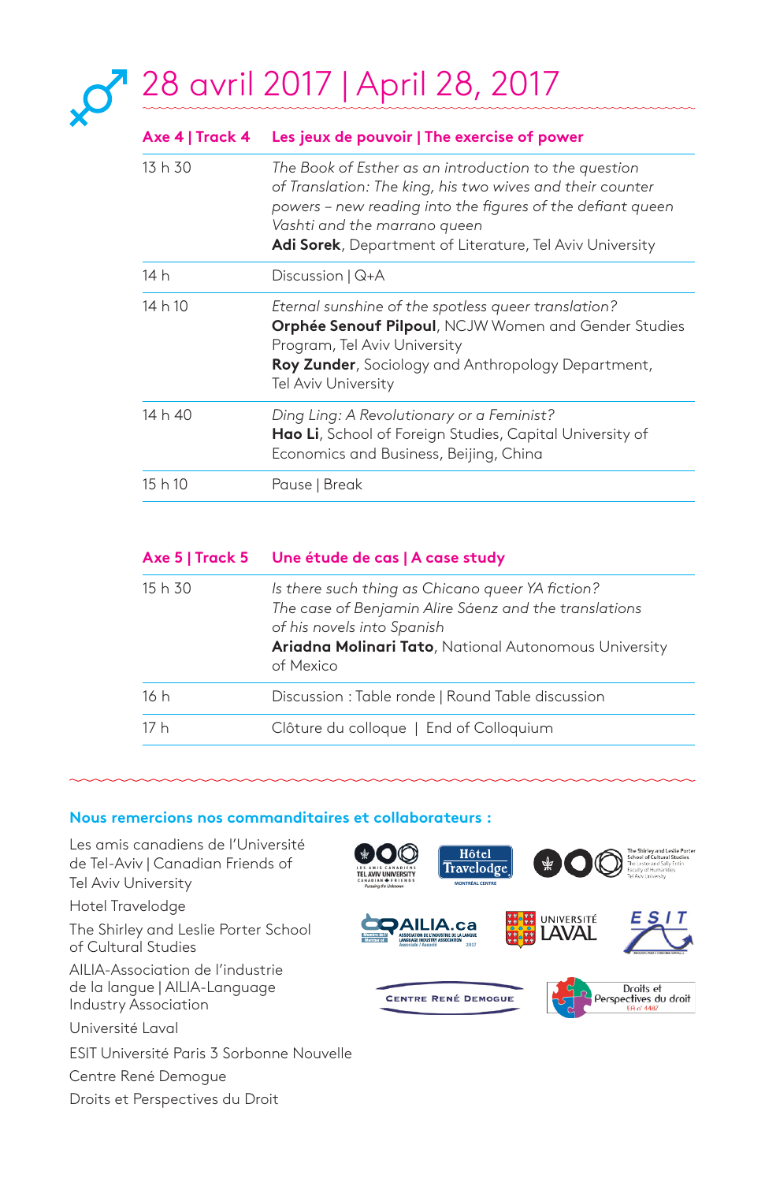# 28 avril 2017 | April 28, 2017

| Axe 4 \| Track 4 | Les jeux de pouvoir \| The exercise of power |
|---|---|
| 13 h 30 | *The Book of Esther as an introduction to the question of Translation: The king, his two wives and their counter powers – new reading into the figures of the defiant queen Vashti and the marrano queen*<br>**Adi Sorek**, Department of Literature, Tel Aviv University |
| 14 h | Discussion \| Q+A |
| 14 h 10 | *Eternal sunshine of the spotless queer translation?*<br>**Orphée Senouf Pilpoul**, NCJW Women and Gender Studies Program, Tel Aviv University<br>**Roy Zunder**, Sociology and Anthropology Department, Tel Aviv University |
| 14 h 40 | *Ding Ling: A Revolutionary or a Feminist?*<br>**Hao Li**, School of Foreign Studies, Capital University of Economics and Business, Beijing, China |
| 15 h 10 | Pause \| Break |

| Axe 5 \| Track 5 | Une étude de cas \| A case study |
|---|---|
| 15 h 30 | *Is there such thing as Chicano queer YA fiction? The case of Benjamin Alire Sáenz and the translations of his novels into Spanish*<br>**Ariadna Molinari Tato**, National Autonomous University of Mexico |
| 16 h | Discussion : Table ronde \| Round Table discussion |
| 17 h | Clôture du colloque \| End of Colloquium |

### Nous remercions nos commanditaires et collaborateurs :

Les amis canadiens de l'Université de Tel-Aviv | Canadian Friends of Tel Aviv University

Hotel Travelodge

The Shirley and Leslie Porter School of Cultural Studies

AILIA-Association de l'industrie de la langue | AILIA-Language Industry Association

Université Laval

ESIT Université Paris 3 Sorbonne Nouvelle

Centre René Demogue

Droits et Perspectives du Droit